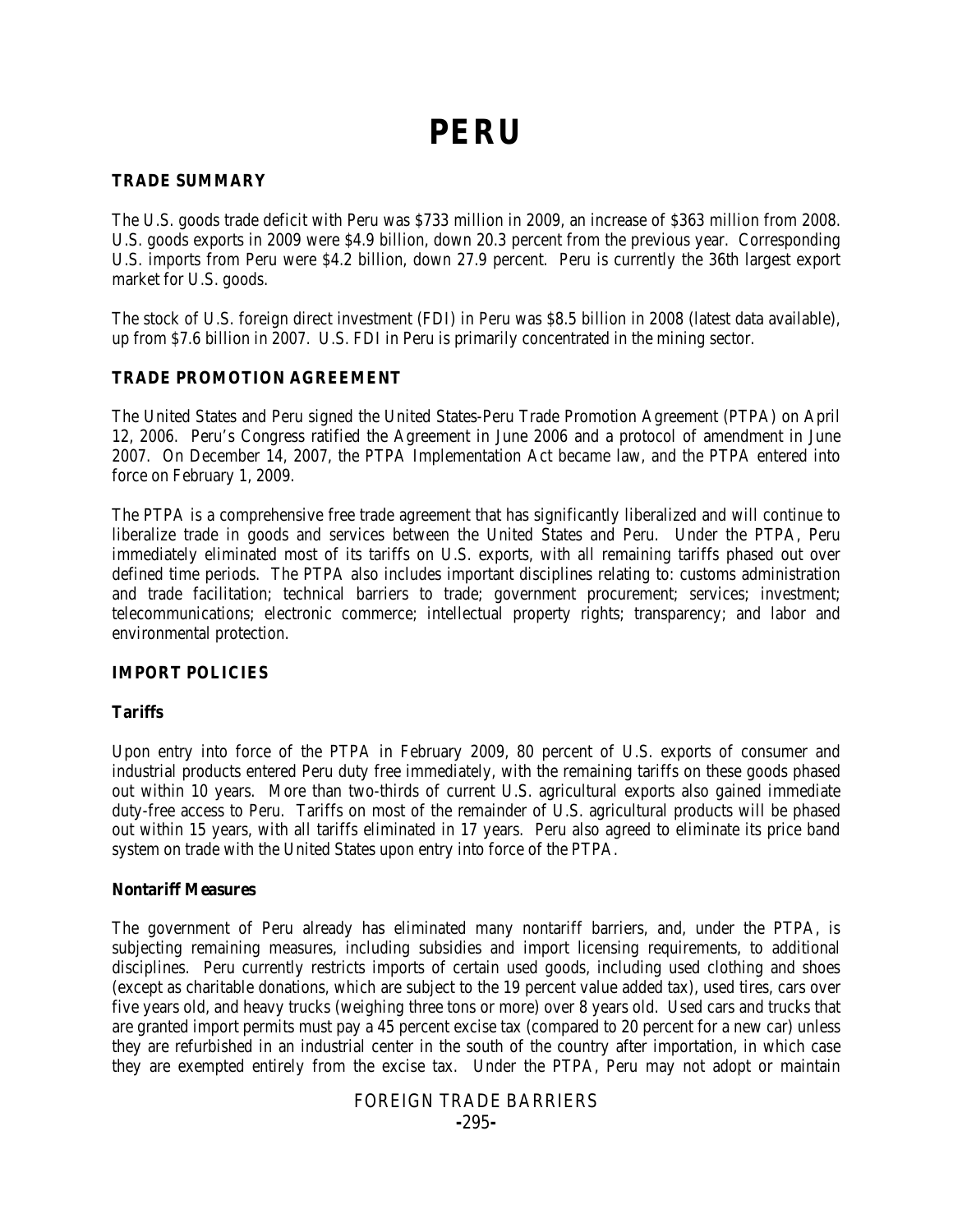# PERU

## TRADE SUMMARY

The U.S. goods trade deficit with Peru was $733 million in 2009, an increase of $363 million from 2008. U.S. goods exports in 2009 were $4.9 billion, down 20.3 percent from the previous year. Corresponding U.S. imports from Peru were $4.2 billion, down 27.9 percent. Peru is currently the 36th largest export market for U.S. goods.

The stock of U.S. foreign direct investment (FDI) in Peru was $8.5 billion in 2008 (latest data available), up from $7.6 billion in 2007. U.S. FDI in Peru is primarily concentrated in the mining sector.

## TRADE PROMOTION AGREEMENT

The United States and Peru signed the United States-Peru Trade Promotion Agreement (PTPA) on April 12, 2006. Peru's Congress ratified the Agreement in June 2006 and a protocol of amendment in June 2007. On December 14, 2007, the PTPA Implementation Act became law, and the PTPA entered into force on February 1, 2009.

The PTPA is a comprehensive free trade agreement that has significantly liberalized and will continue to liberalize trade in goods and services between the United States and Peru. Under the PTPA, Peru immediately eliminated most of its tariffs on U.S. exports, with all remaining tariffs phased out over defined time periods. The PTPA also includes important disciplines relating to: customs administration and trade facilitation; technical barriers to trade; government procurement; services; investment; telecommunications; electronic commerce; intellectual property rights; transparency; and labor and environmental protection.

## IMPORT POLICIES

### Tariffs

Upon entry into force of the PTPA in February 2009, 80 percent of U.S. exports of consumer and industrial products entered Peru duty free immediately, with the remaining tariffs on these goods phased out within 10 years. More than two-thirds of current U.S. agricultural exports also gained immediate duty-free access to Peru. Tariffs on most of the remainder of U.S. agricultural products will be phased out within 15 years, with all tariffs eliminated in 17 years. Peru also agreed to eliminate its price band system on trade with the United States upon entry into force of the PTPA.

### Nontariff Measures

The government of Peru already has eliminated many nontariff barriers, and, under the PTPA, is subjecting remaining measures, including subsidies and import licensing requirements, to additional disciplines. Peru currently restricts imports of certain used goods, including used clothing and shoes (except as charitable donations, which are subject to the 19 percent value added tax), used tires, cars over five years old, and heavy trucks (weighing three tons or more) over 8 years old. Used cars and trucks that are granted import permits must pay a 45 percent excise tax (compared to 20 percent for a new car) unless they are refurbished in an industrial center in the south of the country after importation, in which case they are exempted entirely from the excise tax. Under the PTPA, Peru may not adopt or maintain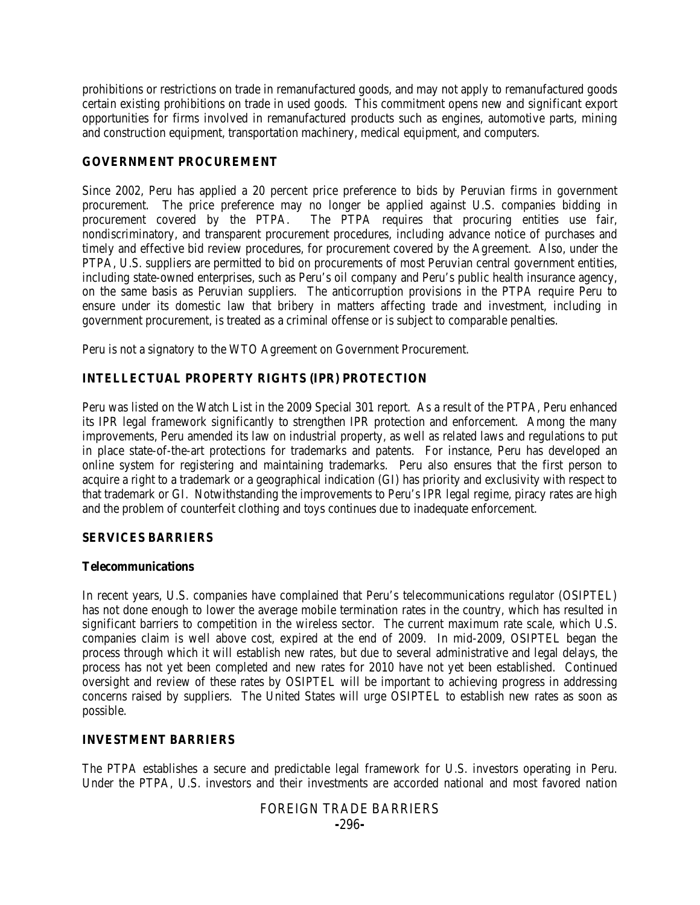prohibitions or restrictions on trade in remanufactured goods, and may not apply to remanufactured goods certain existing prohibitions on trade in used goods. This commitment opens new and significant export opportunities for firms involved in remanufactured products such as engines, automotive parts, mining and construction equipment, transportation machinery, medical equipment, and computers.

## GOVERNMENT PROCUREMENT

Since 2002, Peru has applied a 20 percent price preference to bids by Peruvian firms in government procurement. The price preference may no longer be applied against U.S. companies bidding in procurement covered by the PTPA. The PTPA requires that procuring entities use fair, nondiscriminatory, and transparent procurement procedures, including advance notice of purchases and timely and effective bid review procedures, for procurement covered by the Agreement. Also, under the PTPA, U.S. suppliers are permitted to bid on procurements of most Peruvian central government entities, including state-owned enterprises, such as Peru's oil company and Peru's public health insurance agency, on the same basis as Peruvian suppliers. The anticorruption provisions in the PTPA require Peru to ensure under its domestic law that bribery in matters affecting trade and investment, including in government procurement, is treated as a criminal offense or is subject to comparable penalties.

Peru is not a signatory to the WTO Agreement on Government Procurement.

## INTELLECTUAL PROPERTY RIGHTS (IPR) PROTECTION

Peru was listed on the Watch List in the 2009 Special 301 report. As a result of the PTPA, Peru enhanced its IPR legal framework significantly to strengthen IPR protection and enforcement. Among the many improvements, Peru amended its law on industrial property, as well as related laws and regulations to put in place state-of-the-art protections for trademarks and patents. For instance, Peru has developed an online system for registering and maintaining trademarks. Peru also ensures that the first person to acquire a right to a trademark or a geographical indication (GI) has priority and exclusivity with respect to that trademark or GI. Notwithstanding the improvements to Peru's IPR legal regime, piracy rates are high and the problem of counterfeit clothing and toys continues due to inadequate enforcement.

## SERVICES BARRIERS

### Telecommunications

In recent years, U.S. companies have complained that Peru's telecommunications regulator (OSIPTEL) has not done enough to lower the average mobile termination rates in the country, which has resulted in significant barriers to competition in the wireless sector. The current maximum rate scale, which U.S. companies claim is well above cost, expired at the end of 2009. In mid-2009, OSIPTEL began the process through which it will establish new rates, but due to several administrative and legal delays, the process has not yet been completed and new rates for 2010 have not yet been established. Continued oversight and review of these rates by OSIPTEL will be important to achieving progress in addressing concerns raised by suppliers. The United States will urge OSIPTEL to establish new rates as soon as possible.

## INVESTMENT BARRIERS

The PTPA establishes a secure and predictable legal framework for U.S. investors operating in Peru. Under the PTPA, U.S. investors and their investments are accorded national and most favored nation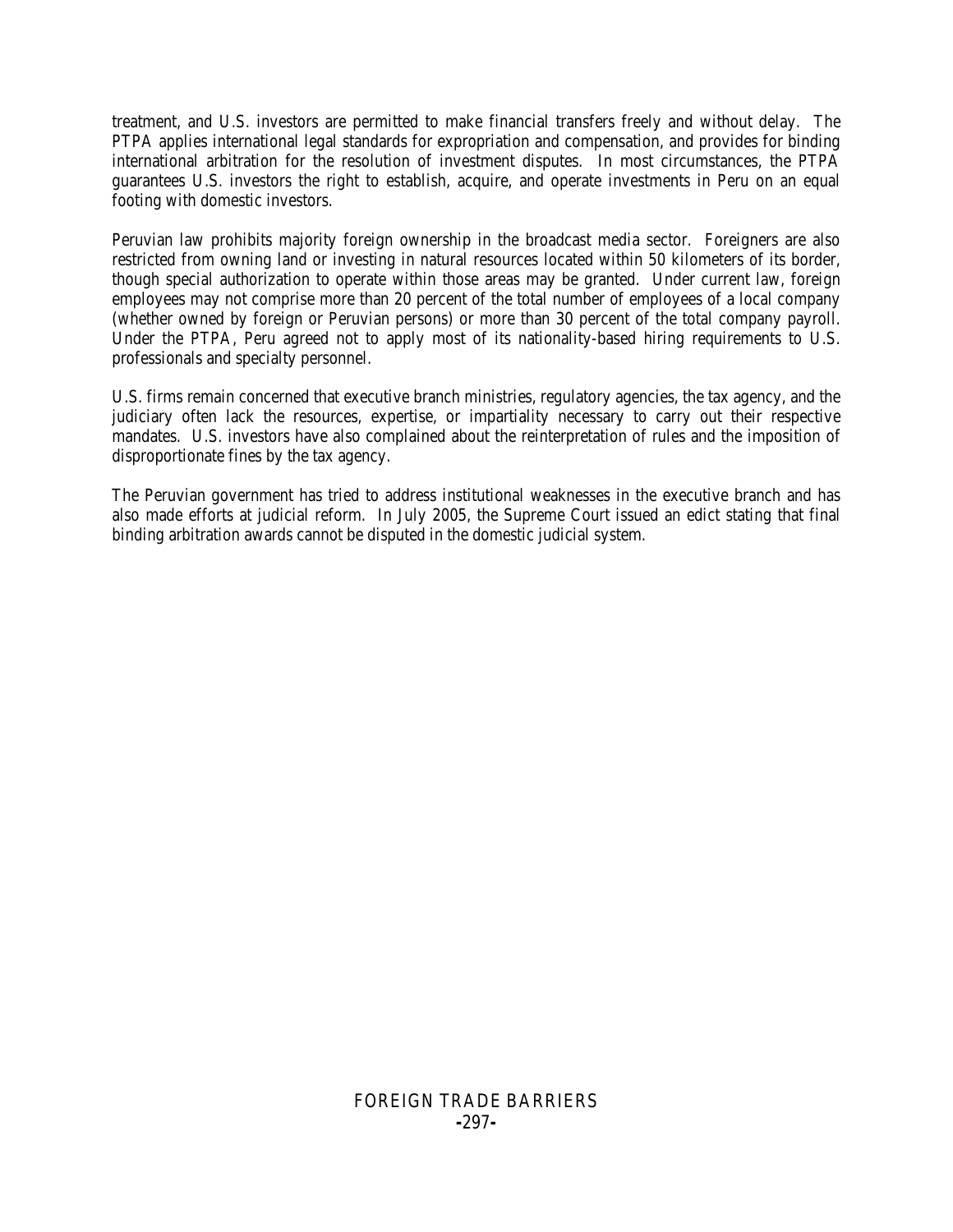treatment, and U.S. investors are permitted to make financial transfers freely and without delay. The PTPA applies international legal standards for expropriation and compensation, and provides for binding international arbitration for the resolution of investment disputes. In most circumstances, the PTPA guarantees U.S. investors the right to establish, acquire, and operate investments in Peru on an equal footing with domestic investors.

Peruvian law prohibits majority foreign ownership in the broadcast media sector. Foreigners are also restricted from owning land or investing in natural resources located within 50 kilometers of its border, though special authorization to operate within those areas may be granted. Under current law, foreign employees may not comprise more than 20 percent of the total number of employees of a local company (whether owned by foreign or Peruvian persons) or more than 30 percent of the total company payroll. Under the PTPA, Peru agreed not to apply most of its nationality-based hiring requirements to U.S. professionals and specialty personnel.

U.S. firms remain concerned that executive branch ministries, regulatory agencies, the tax agency, and the judiciary often lack the resources, expertise, or impartiality necessary to carry out their respective mandates. U.S. investors have also complained about the reinterpretation of rules and the imposition of disproportionate fines by the tax agency.

The Peruvian government has tried to address institutional weaknesses in the executive branch and has also made efforts at judicial reform. In July 2005, the Supreme Court issued an edict stating that final binding arbitration awards cannot be disputed in the domestic judicial system.